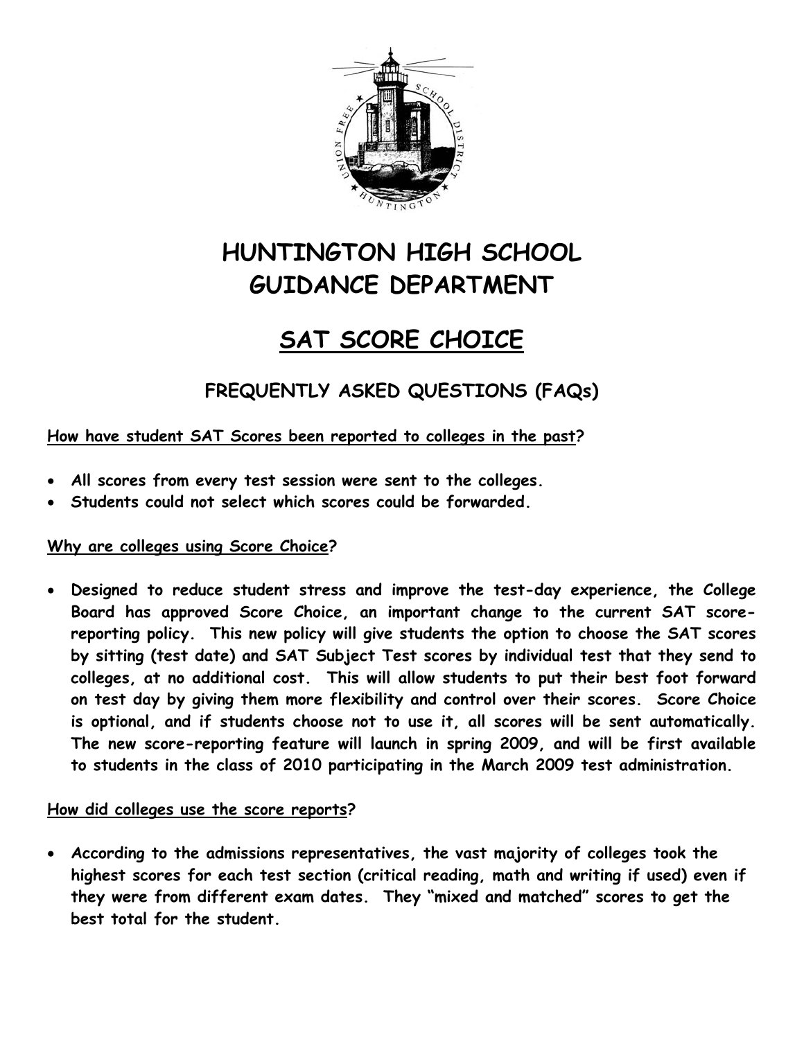# HUNTINGTON HIGH SCHOOL
# GUIDANCE DEPARTMENT

## SAT SCORE CHOICE

### FREQUENTLY ASKED QUESTIONS (FAQs)

**How have student SAT Scores been reported to colleges in the past?**

- **All scores from every test session were sent to the colleges.**
- **Students could not select which scores could be forwarded.**

**Why are colleges using Score Choice?**

- **Designed to reduce student stress and improve the test-day experience, the College Board has approved Score Choice, an important change to the current SAT score-reporting policy. This new policy will give students the option to choose the SAT scores by sitting (test date) and SAT Subject Test scores by individual test that they send to colleges, at no additional cost. This will allow students to put their best foot forward on test day by giving them more flexibility and control over their scores. Score Choice is optional, and if students choose not to use it, all scores will be sent automatically. The new score-reporting feature will launch in spring 2009, and will be first available to students in the class of 2010 participating in the March 2009 test administration.**

**How did colleges use the score reports?**

- **According to the admissions representatives, the vast majority of colleges took the highest scores for each test section (critical reading, math and writing if used) even if they were from different exam dates. They "mixed and matched" scores to get the best total for the student.**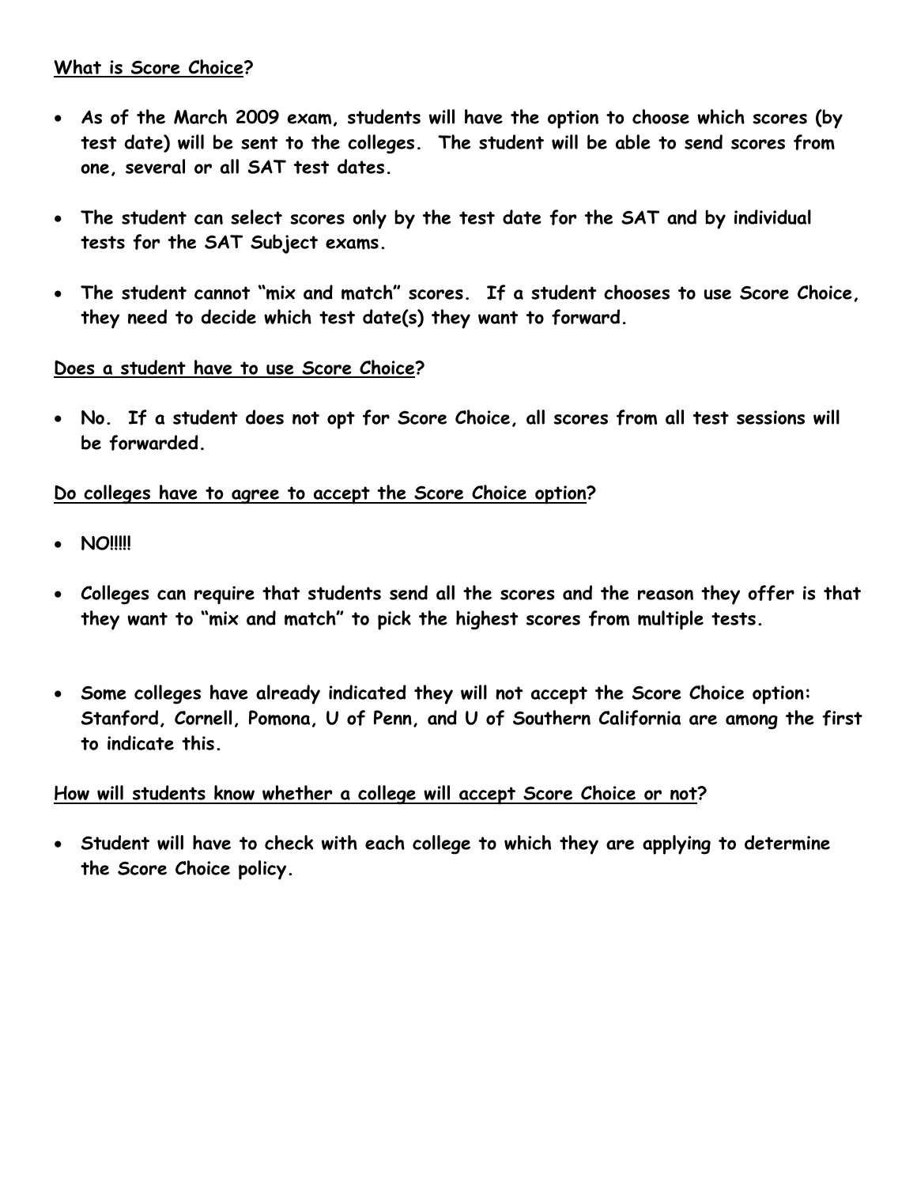**<u>What is Score Choice</u>?**

- **As of the March 2009 exam, students will have the option to choose which scores (by test date) will be sent to the colleges. The student will be able to send scores from one, several or all SAT test dates.**

- **The student can select scores only by the test date for the SAT and by individual tests for the SAT Subject exams.**

- **The student cannot "mix and match" scores. If a student chooses to use Score Choice, they need to decide which test date(s) they want to forward.**

**<u>Does a student have to use Score Choice</u>?**

- **No. If a student does not opt for Score Choice, all scores from all test sessions will be forwarded.**

**<u>Do colleges have to agree to accept the Score Choice option</u>?**

- **NO!!!!!**

- **Colleges can require that students send all the scores and the reason they offer is that they want to "mix and match" to pick the highest scores from multiple tests.**

- **Some colleges have already indicated they will not accept the Score Choice option: Stanford, Cornell, Pomona, U of Penn, and U of Southern California are among the first to indicate this.**

**<u>How will students know whether a college will accept Score Choice or not</u>?**

- **Student will have to check with each college to which they are applying to determine the Score Choice policy.**